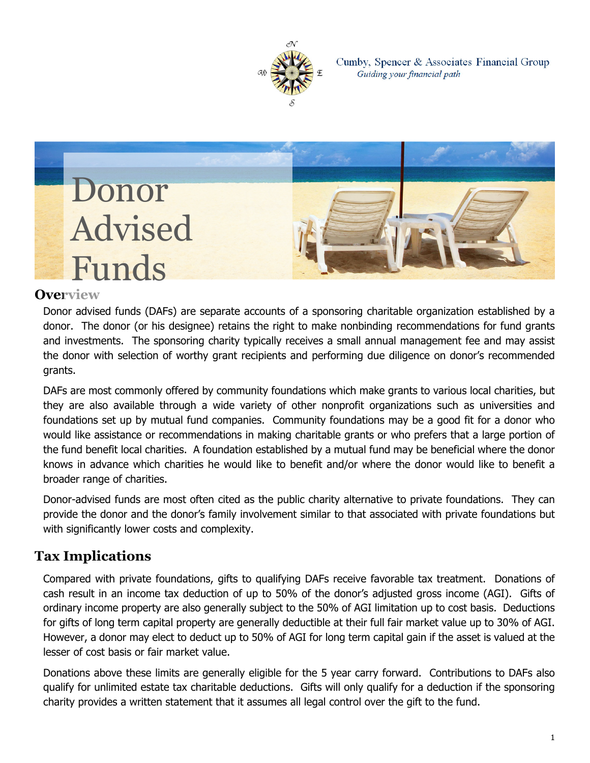Cumby, Spencer & Associates Financial Group
*Guiding your financial path*

# Donor Advised Funds

## Overview

Donor advised funds (DAFs) are separate accounts of a sponsoring charitable organization established by a donor. The donor (or his designee) retains the right to make nonbinding recommendations for fund grants and investments. The sponsoring charity typically receives a small annual management fee and may assist the donor with selection of worthy grant recipients and performing due diligence on donor's recommended grants.

DAFs are most commonly offered by community foundations which make grants to various local charities, but they are also available through a wide variety of other nonprofit organizations such as universities and foundations set up by mutual fund companies. Community foundations may be a good fit for a donor who would like assistance or recommendations in making charitable grants or who prefers that a large portion of the fund benefit local charities. A foundation established by a mutual fund may be beneficial where the donor knows in advance which charities he would like to benefit and/or where the donor would like to benefit a broader range of charities.

Donor-advised funds are most often cited as the public charity alternative to private foundations. They can provide the donor and the donor's family involvement similar to that associated with private foundations but with significantly lower costs and complexity.

## Tax Implications

Compared with private foundations, gifts to qualifying DAFs receive favorable tax treatment. Donations of cash result in an income tax deduction of up to 50% of the donor's adjusted gross income (AGI). Gifts of ordinary income property are also generally subject to the 50% of AGI limitation up to cost basis. Deductions for gifts of long term capital property are generally deductible at their full fair market value up to 30% of AGI. However, a donor may elect to deduct up to 50% of AGI for long term capital gain if the asset is valued at the lesser of cost basis or fair market value.

Donations above these limits are generally eligible for the 5 year carry forward. Contributions to DAFs also qualify for unlimited estate tax charitable deductions. Gifts will only qualify for a deduction if the sponsoring charity provides a written statement that it assumes all legal control over the gift to the fund.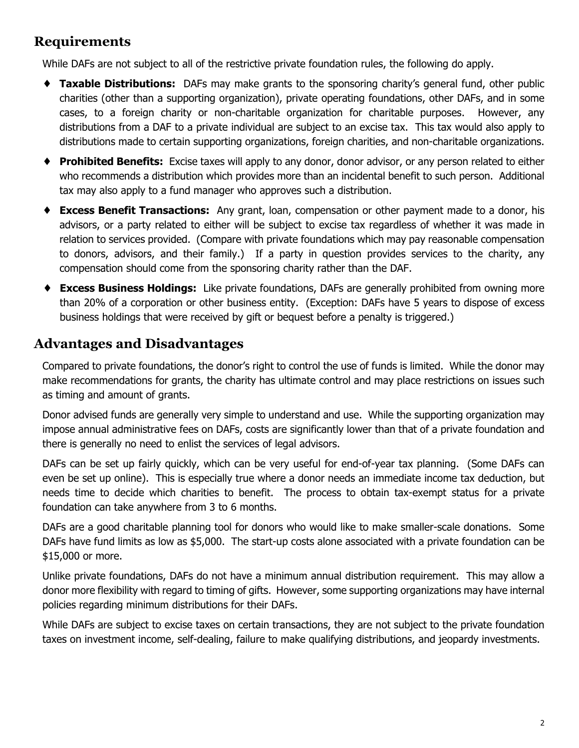## Requirements

While DAFs are not subject to all of the restrictive private foundation rules, the following do apply.

- **Taxable Distributions:** DAFs may make grants to the sponsoring charity's general fund, other public charities (other than a supporting organization), private operating foundations, other DAFs, and in some cases, to a foreign charity or non-charitable organization for charitable purposes. However, any distributions from a DAF to a private individual are subject to an excise tax. This tax would also apply to distributions made to certain supporting organizations, foreign charities, and non-charitable organizations.
- **Prohibited Benefits:** Excise taxes will apply to any donor, donor advisor, or any person related to either who recommends a distribution which provides more than an incidental benefit to such person. Additional tax may also apply to a fund manager who approves such a distribution.
- **Excess Benefit Transactions:** Any grant, loan, compensation or other payment made to a donor, his advisors, or a party related to either will be subject to excise tax regardless of whether it was made in relation to services provided. (Compare with private foundations which may pay reasonable compensation to donors, advisors, and their family.) If a party in question provides services to the charity, any compensation should come from the sponsoring charity rather than the DAF.
- **Excess Business Holdings:** Like private foundations, DAFs are generally prohibited from owning more than 20% of a corporation or other business entity. (Exception: DAFs have 5 years to dispose of excess business holdings that were received by gift or bequest before a penalty is triggered.)

## Advantages and Disadvantages

Compared to private foundations, the donor's right to control the use of funds is limited. While the donor may make recommendations for grants, the charity has ultimate control and may place restrictions on issues such as timing and amount of grants.

Donor advised funds are generally very simple to understand and use. While the supporting organization may impose annual administrative fees on DAFs, costs are significantly lower than that of a private foundation and there is generally no need to enlist the services of legal advisors.

DAFs can be set up fairly quickly, which can be very useful for end-of-year tax planning. (Some DAFs can even be set up online). This is especially true where a donor needs an immediate income tax deduction, but needs time to decide which charities to benefit. The process to obtain tax-exempt status for a private foundation can take anywhere from 3 to 6 months.

DAFs are a good charitable planning tool for donors who would like to make smaller-scale donations. Some DAFs have fund limits as low as $5,000. The start-up costs alone associated with a private foundation can be $15,000 or more.

Unlike private foundations, DAFs do not have a minimum annual distribution requirement. This may allow a donor more flexibility with regard to timing of gifts. However, some supporting organizations may have internal policies regarding minimum distributions for their DAFs.

While DAFs are subject to excise taxes on certain transactions, they are not subject to the private foundation taxes on investment income, self-dealing, failure to make qualifying distributions, and jeopardy investments.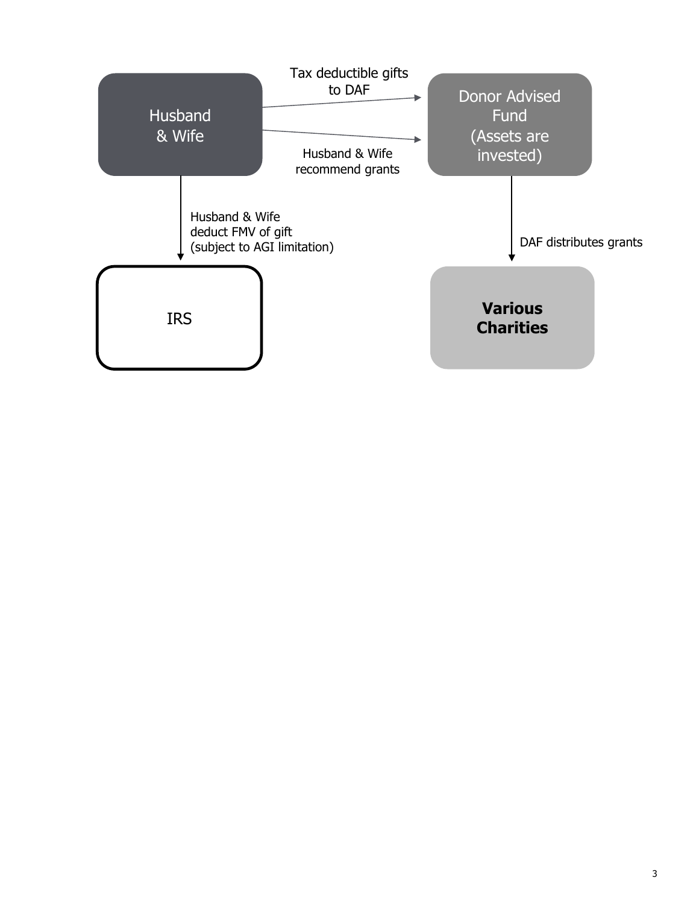Husband & Wife

Tax deductible gifts to DAF

Husband & Wife recommend grants

Donor Advised Fund (Assets are invested)

Husband & Wife deduct FMV of gift (subject to AGI limitation)

IRS

DAF distributes grants

**Various Charities**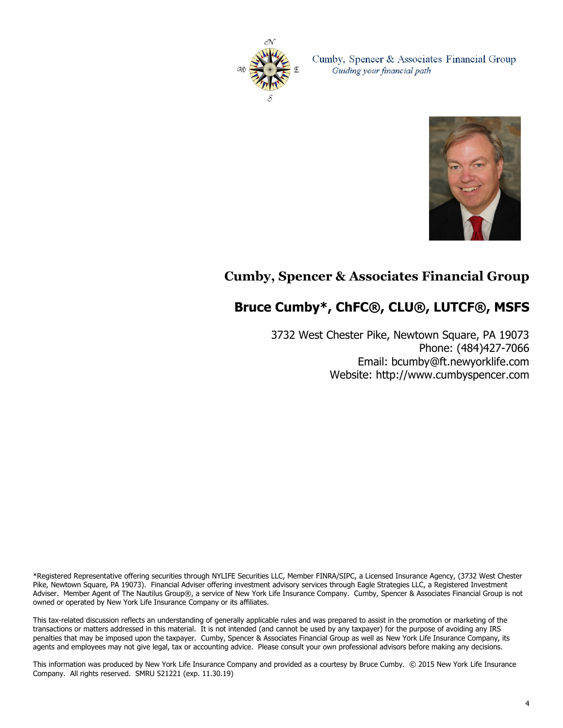Cumby, Spencer & Associates Financial Group
*Guiding your financial path*

## Cumby, Spencer & Associates Financial Group

## Bruce Cumby*, ChFC®, CLU®, LUTCF®, MSFS

3732 West Chester Pike, Newtown Square, PA 19073
Phone: (484)427-7066
Email: bcumby@ft.newyorklife.com
Website: http://www.cumbyspencer.com

*Registered Representative offering securities through NYLIFE Securities LLC, Member FINRA/SIPC, a Licensed Insurance Agency, (3732 West Chester Pike, Newtown Square, PA 19073). Financial Adviser offering investment advisory services through Eagle Strategies LLC, a Registered Investment Adviser. Member Agent of The Nautilus Group®, a service of New York Life Insurance Company. Cumby, Spencer & Associates Financial Group is not owned or operated by New York Life Insurance Company or its affiliates.

This tax-related discussion reflects an understanding of generally applicable rules and was prepared to assist in the promotion or marketing of the transactions or matters addressed in this material. It is not intended (and cannot be used by any taxpayer) for the purpose of avoiding any IRS penalties that may be imposed upon the taxpayer. Cumby, Spencer & Associates Financial Group as well as New York Life Insurance Company, its agents and employees may not give legal, tax or accounting advice. Please consult your own professional advisors before making any decisions.

This information was produced by New York Life Insurance Company and provided as a courtesy by Bruce Cumby. © 2015 New York Life Insurance Company. All rights reserved. SMRU 521221 (exp. 11.30.19)